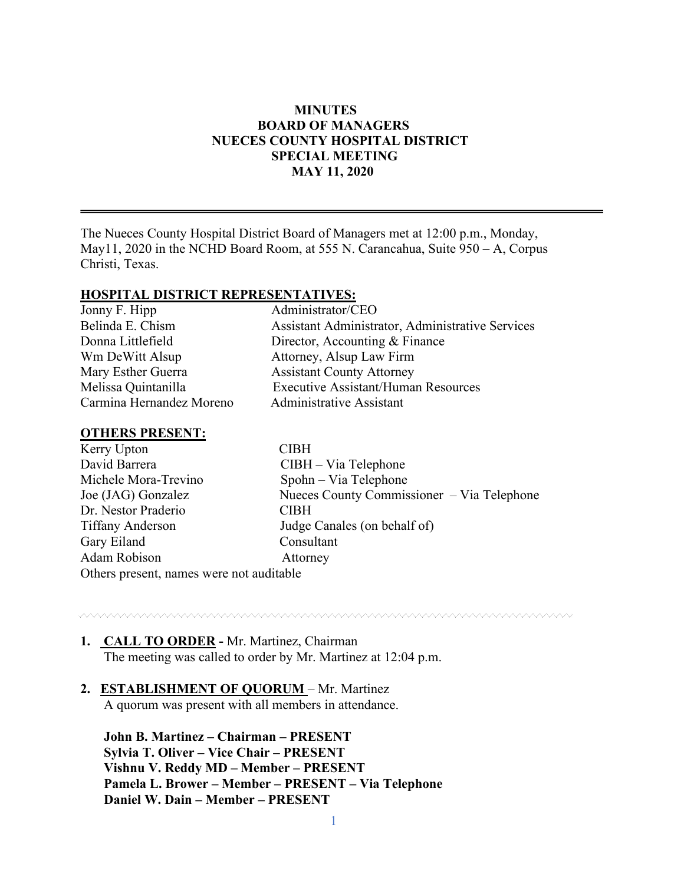# MINUTES
# BOARD OF MANAGERS
# NUECES COUNTY HOSPITAL DISTRICT
# SPECIAL MEETING
# MAY 11, 2020

---

The Nueces County Hospital District Board of Managers met at 12:00 p.m., Monday, May11, 2020 in the NCHD Board Room, at 555 N. Carancahua, Suite 950 – A, Corpus Christi, Texas.

## HOSPITAL DISTRICT REPRESENTATIVES:

| | |
|---|---|
| Jonny F. Hipp | Administrator/CEO |
| Belinda E. Chism | Assistant Administrator, Administrative Services |
| Donna Littlefield | Director, Accounting & Finance |
| Wm DeWitt Alsup | Attorney, Alsup Law Firm |
| Mary Esther Guerra | Assistant County Attorney |
| Melissa Quintanilla | Executive Assistant/Human Resources |
| Carmina Hernandez Moreno | Administrative Assistant |

## OTHERS PRESENT:

| | |
|---|---|
| Kerry Upton | CIBH |
| David Barrera | CIBH – Via Telephone |
| Michele Mora-Trevino | Spohn – Via Telephone |
| Joe (JAG) Gonzalez | Nueces County Commissioner – Via Telephone |
| Dr. Nestor Praderio | CIBH |
| Tiffany Anderson | Judge Canales (on behalf of) |
| Gary Eiland | Consultant |
| Adam Robison | Attorney |

Others present, names were not auditable

---

1. **CALL TO ORDER -** Mr. Martinez, Chairman
   The meeting was called to order by Mr. Martinez at 12:04 p.m.

2. **ESTABLISHMENT OF QUORUM** – Mr. Martinez
   A quorum was present with all members in attendance.

   **John B. Martinez – Chairman – PRESENT**
   **Sylvia T. Oliver – Vice Chair – PRESENT**
   **Vishnu V. Reddy MD – Member – PRESENT**
   **Pamela L. Brower – Member – PRESENT – Via Telephone**
   **Daniel W. Dain – Member – PRESENT**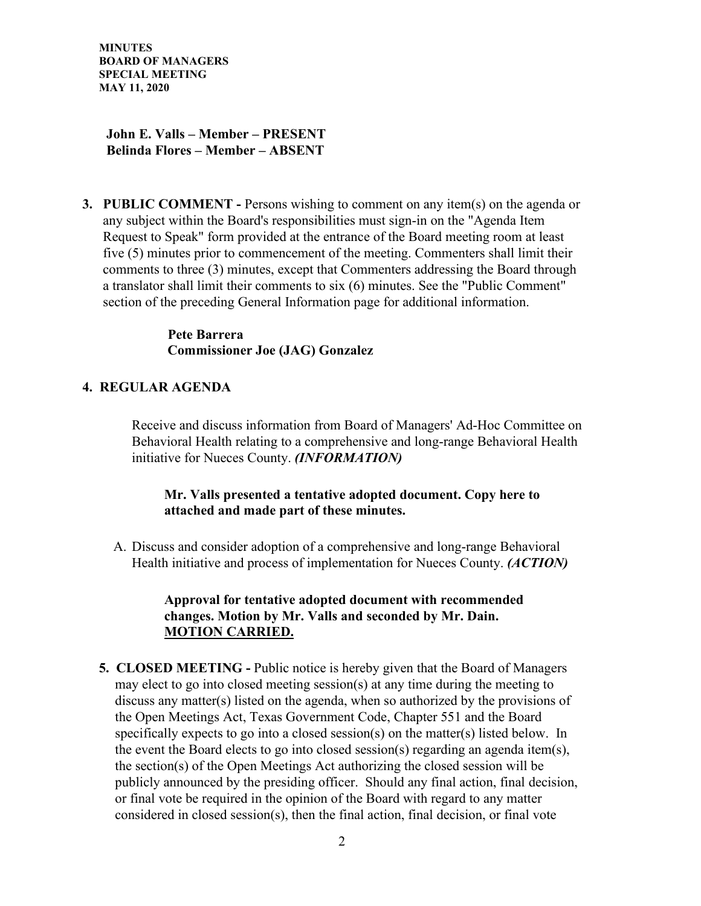John E. Valls – Member – PRESENT
Belinda Flores – Member – ABSENT

**3. PUBLIC COMMENT -** Persons wishing to comment on any item(s) on the agenda or any subject within the Board's responsibilities must sign-in on the "Agenda Item Request to Speak" form provided at the entrance of the Board meeting room at least five (5) minutes prior to commencement of the meeting. Commenters shall limit their comments to three (3) minutes, except that Commenters addressing the Board through a translator shall limit their comments to six (6) minutes. See the "Public Comment" section of the preceding General Information page for additional information.

**Pete Barrera**
**Commissioner Joe (JAG) Gonzalez**

**4. REGULAR AGENDA**

Receive and discuss information from Board of Managers' Ad-Hoc Committee on Behavioral Health relating to a comprehensive and long-range Behavioral Health initiative for Nueces County. ***(INFORMATION)***

**Mr. Valls presented a tentative adopted document. Copy here to attached and made part of these minutes.**

A. Discuss and consider adoption of a comprehensive and long-range Behavioral Health initiative and process of implementation for Nueces County. ***(ACTION)***

**Approval for tentative adopted document with recommended changes. Motion by Mr. Valls and seconded by Mr. Dain. MOTION CARRIED.**

**5. CLOSED MEETING -** Public notice is hereby given that the Board of Managers may elect to go into closed meeting session(s) at any time during the meeting to discuss any matter(s) listed on the agenda, when so authorized by the provisions of the Open Meetings Act, Texas Government Code, Chapter 551 and the Board specifically expects to go into a closed session(s) on the matter(s) listed below. In the event the Board elects to go into closed session(s) regarding an agenda item(s), the section(s) of the Open Meetings Act authorizing the closed session will be publicly announced by the presiding officer. Should any final action, final decision, or final vote be required in the opinion of the Board with regard to any matter considered in closed session(s), then the final action, final decision, or final vote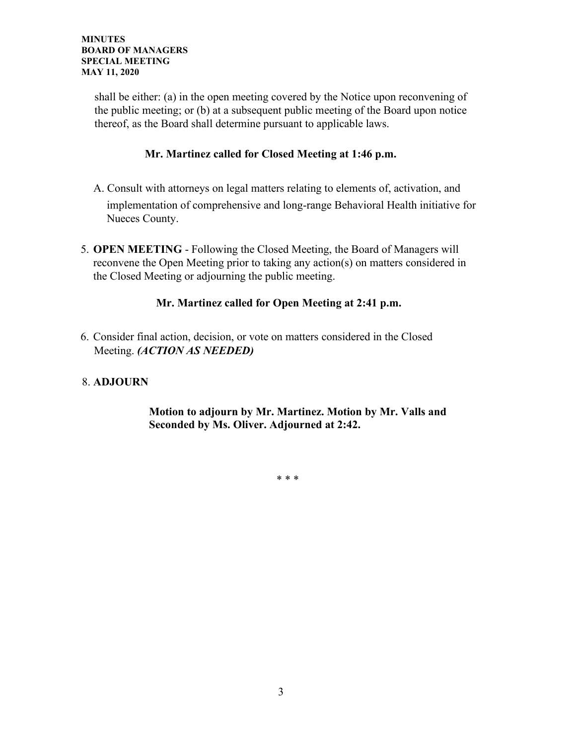shall be either: (a) in the open meeting covered by the Notice upon reconvening of the public meeting; or (b) at a subsequent public meeting of the Board upon notice thereof, as the Board shall determine pursuant to applicable laws.

**Mr. Martinez called for Closed Meeting at 1:46 p.m.**

A. Consult with attorneys on legal matters relating to elements of, activation, and implementation of comprehensive and long-range Behavioral Health initiative for Nueces County.

5. **OPEN MEETING** - Following the Closed Meeting, the Board of Managers will reconvene the Open Meeting prior to taking any action(s) on matters considered in the Closed Meeting or adjourning the public meeting.

**Mr. Martinez called for Open Meeting at 2:41 p.m.**

6. Consider final action, decision, or vote on matters considered in the Closed Meeting. ***(ACTION AS NEEDED)***

8. **ADJOURN**

**Motion to adjourn by Mr. Martinez. Motion by Mr. Valls and Seconded by Ms. Oliver. Adjourned at 2:42.**

* * *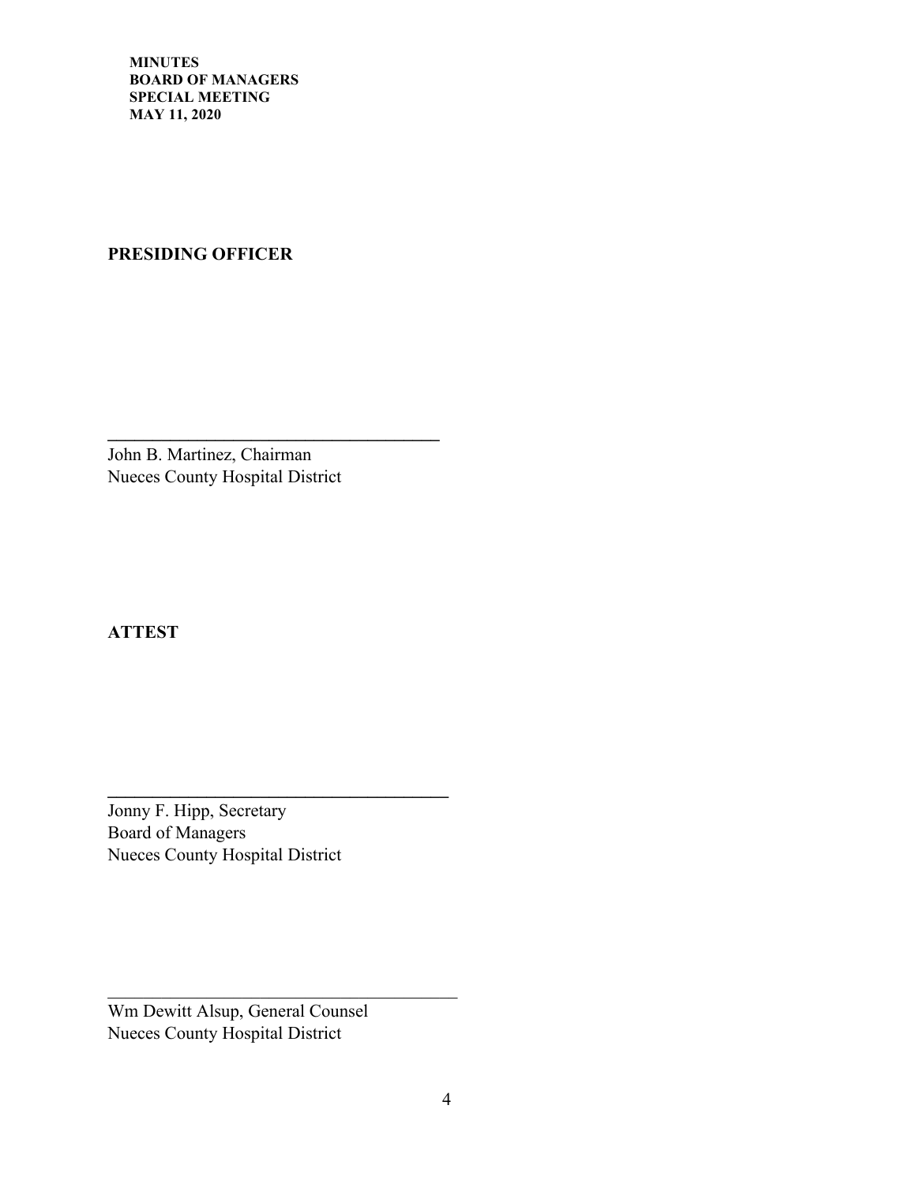**PRESIDING OFFICER**

\_\_\_\_\_\_\_\_\_\_\_\_\_\_\_\_\_\_\_\_\_\_\_\_\_\_\_\_\_\_\_\_\_\_\_\_\_

John B. Martinez, Chairman
Nueces County Hospital District

**ATTEST**

\_\_\_\_\_\_\_\_\_\_\_\_\_\_\_\_\_\_\_\_\_\_\_\_\_\_\_\_\_\_\_\_\_\_\_\_\_

Jonny F. Hipp, Secretary
Board of Managers
Nueces County Hospital District

\_\_\_\_\_\_\_\_\_\_\_\_\_\_\_\_\_\_\_\_\_\_\_\_\_\_\_\_\_\_\_\_\_\_\_\_\_

Wm Dewitt Alsup, General Counsel
Nueces County Hospital District